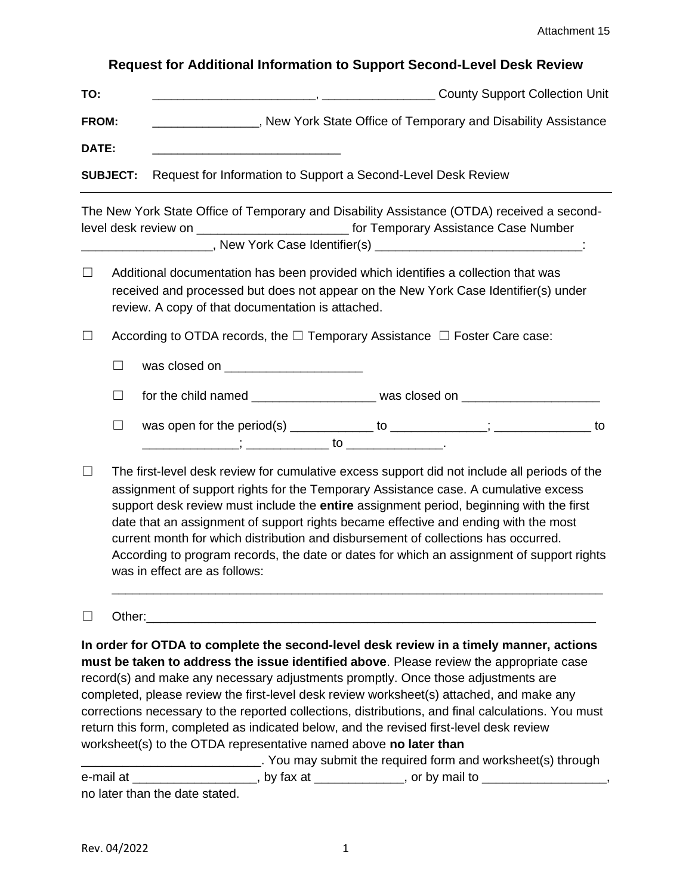Attachment 15

## Request for Additional Information to Support Second-Level Desk Review

**TO:** _______________________, ________________ County Support Collection Unit

**FROM:** _______________, New York State Office of Temporary and Disability Assistance

**DATE:** ___________________________

**SUBJECT:** Request for Information to Support a Second-Level Desk Review

---

The New York State Office of Temporary and Disability Assistance (OTDA) received a second-level desk review on _____________________ for Temporary Assistance Case Number __________________, New York Case Identifier(s) _____________________________:

☐ Additional documentation has been provided which identifies a collection that was received and processed but does not appear on the New York Case Identifier(s) under review. A copy of that documentation is attached.

☐ According to OTDA records, the ☐ Temporary Assistance ☐ Foster Care case:

- ☐ was closed on ___________________
- ☐ for the child named _________________ was closed on ___________________
- ☐ was open for the period(s) ____________ to _____________; ______________ to _____________; ____________ to _____________.

☐ The first-level desk review for cumulative excess support did not include all periods of the assignment of support rights for the Temporary Assistance case. A cumulative excess support desk review must include the **entire** assignment period, beginning with the first date that an assignment of support rights became effective and ending with the most current month for which distribution and disbursement of collections has occurred. According to program records, the date or dates for which an assignment of support rights was in effect are as follows:

_______________________________________________________________________

☐ Other:_____________________________________________________________

**In order for OTDA to complete the second-level desk review in a timely manner, actions must be taken to address the issue identified above**. Please review the appropriate case record(s) and make any necessary adjustments promptly. Once those adjustments are completed, please review the first-level desk review worksheet(s) attached, and make any corrections necessary to the reported collections, distributions, and final calculations. You must return this form, completed as indicated below, and the revised first-level desk review worksheet(s) to the OTDA representative named above **no later than** _________________________. You may submit the required form and worksheet(s) through e-mail at _________________, by fax at ____________, or by mail to __________________, no later than the date stated.

Rev. 04/2022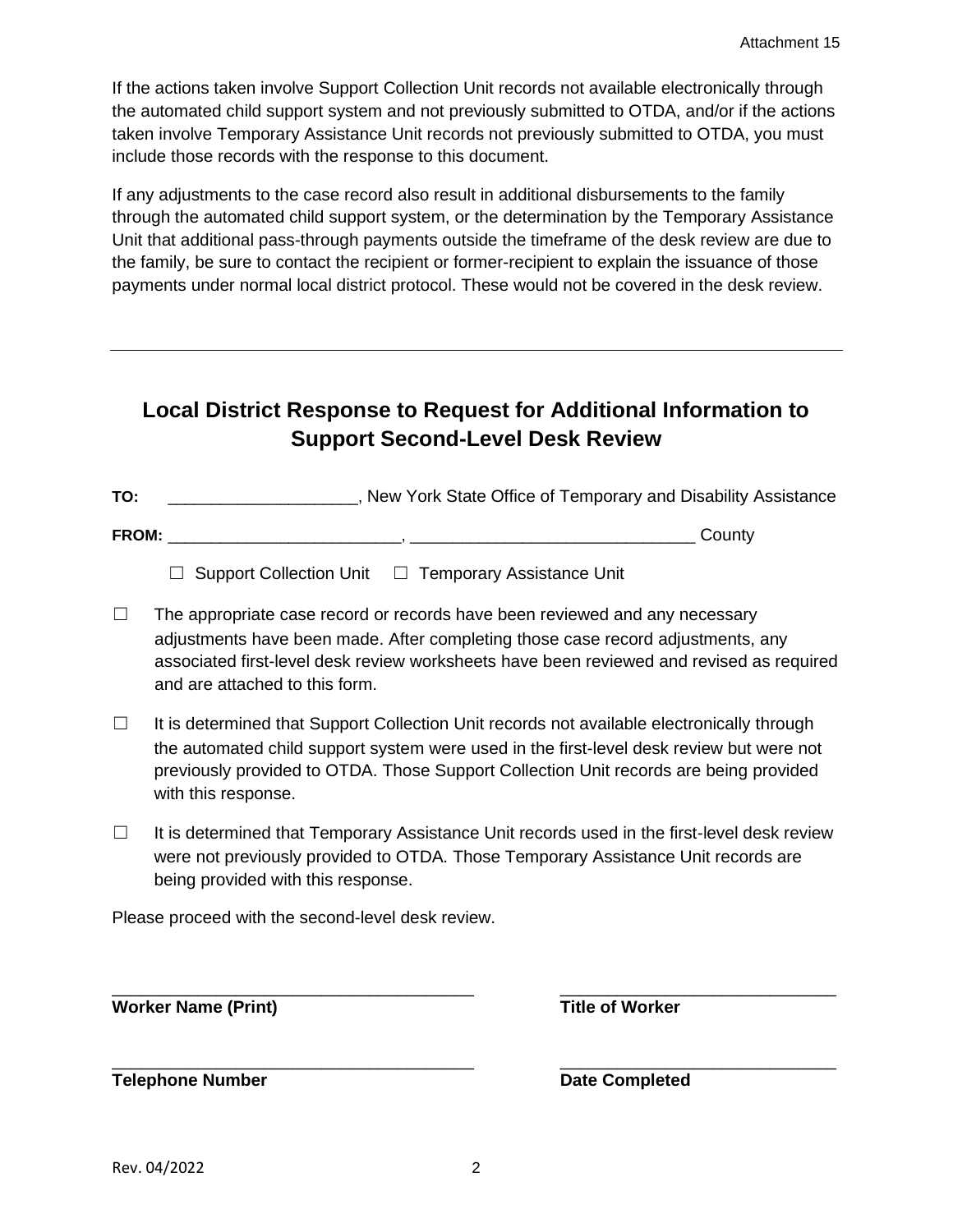If the actions taken involve Support Collection Unit records not available electronically through the automated child support system and not previously submitted to OTDA, and/or if the actions taken involve Temporary Assistance Unit records not previously submitted to OTDA, you must include those records with the response to this document.

If any adjustments to the case record also result in additional disbursements to the family through the automated child support system, or the determination by the Temporary Assistance Unit that additional pass-through payments outside the timeframe of the desk review are due to the family, be sure to contact the recipient or former-recipient to explain the issuance of those payments under normal local district protocol. These would not be covered in the desk review.

---

## Local District Response to Request for Additional Information to Support Second-Level Desk Review

**TO:** ____________________, New York State Office of Temporary and Disability Assistance

**FROM:** _________________________, ______________________________ County

☐ Support Collection Unit ☐ Temporary Assistance Unit

☐ The appropriate case record or records have been reviewed and any necessary adjustments have been made. After completing those case record adjustments, any associated first-level desk review worksheets have been reviewed and revised as required and are attached to this form.

☐ It is determined that Support Collection Unit records not available electronically through the automated child support system were used in the first-level desk review but were not previously provided to OTDA. Those Support Collection Unit records are being provided with this response.

☐ It is determined that Temporary Assistance Unit records used in the first-level desk review were not previously provided to OTDA. Those Temporary Assistance Unit records are being provided with this response.

Please proceed with the second-level desk review.

______________________________________ ______________________________

**Worker Name (Print)** **Title of Worker**

______________________________________ ______________________________

**Telephone Number** **Date Completed**

Rev. 04/2022